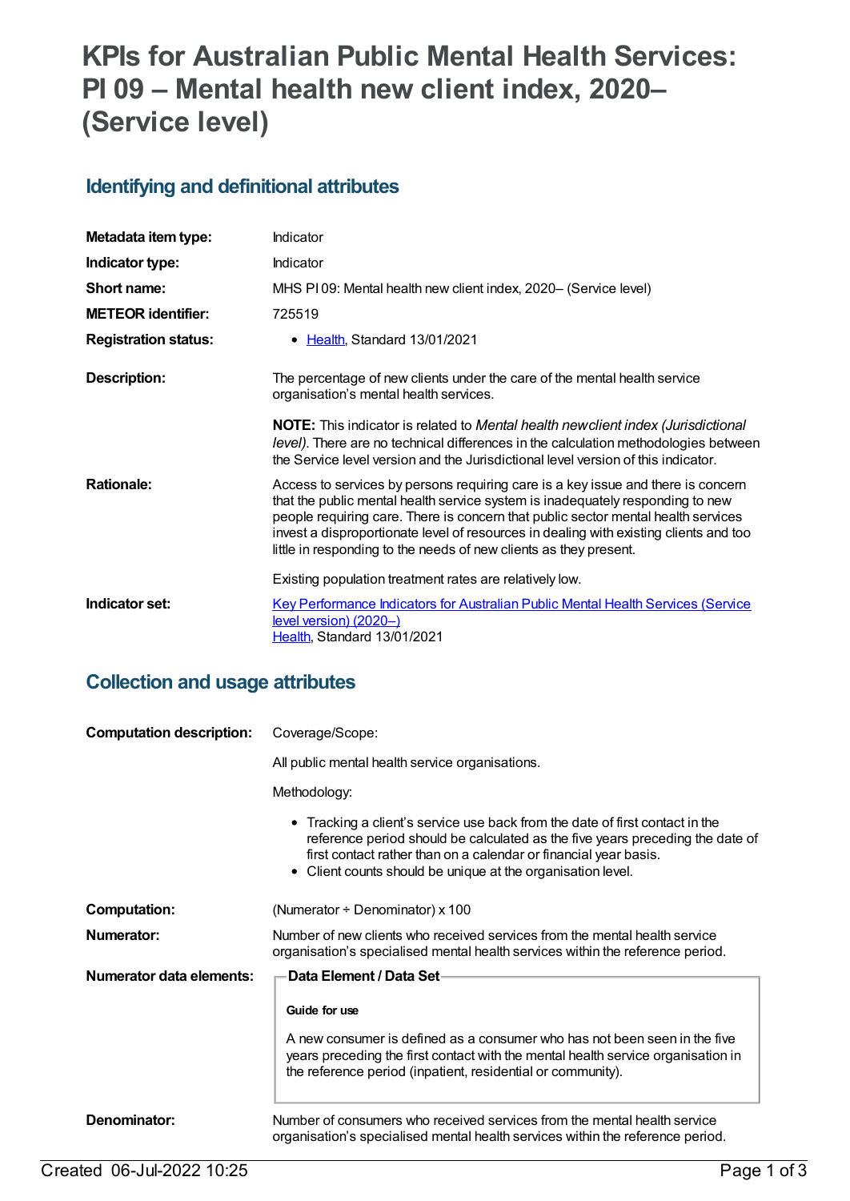# KPIs for Australian Public Mental Health Services: PI 09 – Mental health new client index, 2020– (Service level)

## Identifying and definitional attributes

| | |
|---|---|
| **Metadata item type:** | Indicator |
| **Indicator type:** | Indicator |
| **Short name:** | MHS PI 09: Mental health new client index, 2020– (Service level) |
| **METEOR identifier:** | 725519 |
| **Registration status:** | • Health, Standard 13/01/2021 |
| **Description:** | The percentage of new clients under the care of the mental health service organisation's mental health services.<br><br>**NOTE:** This indicator is related to *Mental health new client index (Jurisdictional level)*. There are no technical differences in the calculation methodologies between the Service level version and the Jurisdictional level version of this indicator. |
| **Rationale:** | Access to services by persons requiring care is a key issue and there is concern that the public mental health service system is inadequately responding to new people requiring care. There is concern that public sector mental health services invest a disproportionate level of resources in dealing with existing clients and too little in responding to the needs of new clients as they present.<br><br>Existing population treatment rates are relatively low. |
| **Indicator set:** | Key Performance Indicators for Australian Public Mental Health Services (Service level version) (2020–)<br>Health, Standard 13/01/2021 |

## Collection and usage attributes

**Computation description:**

Coverage/Scope:

All public mental health service organisations.

Methodology:

- Tracking a client's service use back from the date of first contact in the reference period should be calculated as the five years preceding the date of first contact rather than on a calendar or financial year basis.
- Client counts should be unique at the organisation level.

**Computation:** (Numerator ÷ Denominator) x 100

**Numerator:** Number of new clients who received services from the mental health service organisation's specialised mental health services within the reference period.

**Numerator data elements:**

**Data Element / Data Set**

**Guide for use**

A new consumer is defined as a consumer who has not been seen in the five years preceding the first contact with the mental health service organisation in the reference period (inpatient, residential or community).

**Denominator:** Number of consumers who received services from the mental health service organisation's specialised mental health services within the reference period.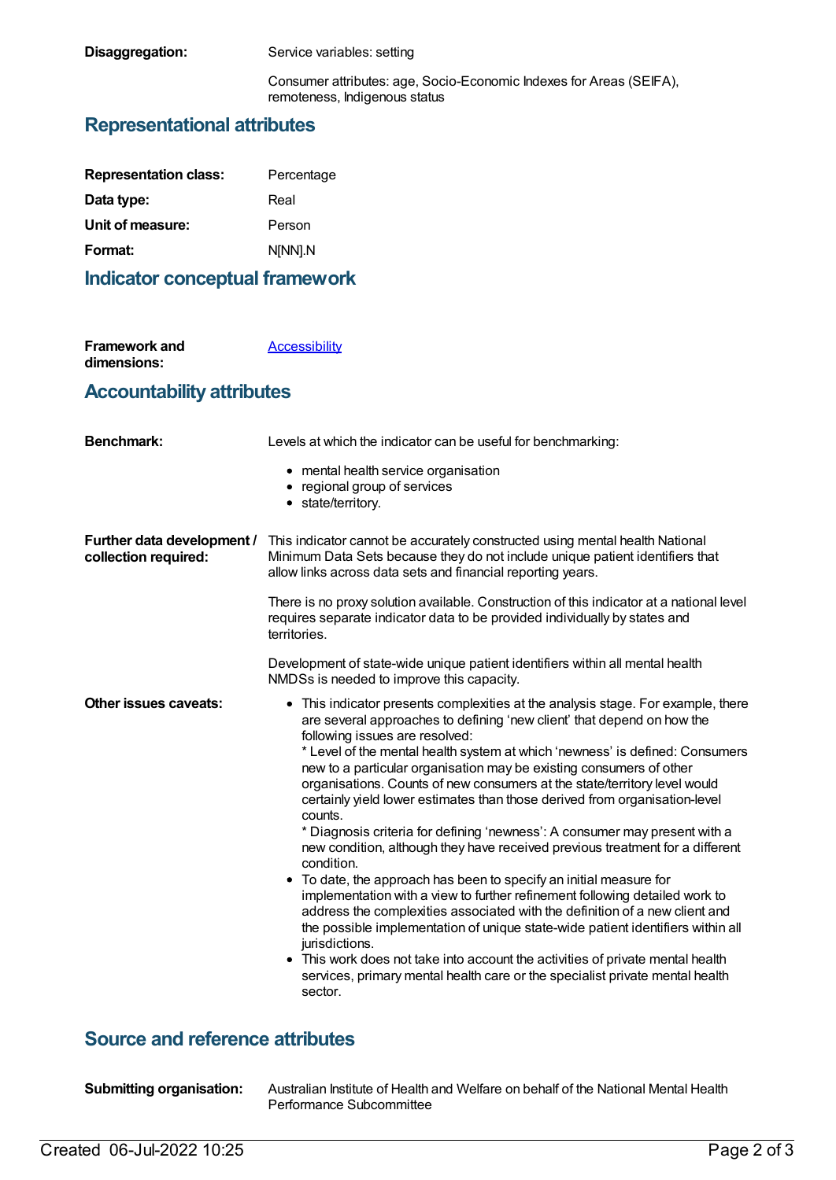**Disaggregation:** Service variables: setting

Consumer attributes: age, Socio-Economic Indexes for Areas (SEIFA), remoteness, Indigenous status

## Representational attributes

**Representation class:** Percentage

**Data type:** Real

**Unit of measure:** Person

**Format:** N[NN].N

## Indicator conceptual framework

**Framework and dimensions:** Accessibility

## Accountability attributes

**Benchmark:** Levels at which the indicator can be useful for benchmarking:

- mental health service organisation
- regional group of services
- state/territory.

**Further data development / collection required:** This indicator cannot be accurately constructed using mental health National Minimum Data Sets because they do not include unique patient identifiers that allow links across data sets and financial reporting years.

There is no proxy solution available. Construction of this indicator at a national level requires separate indicator data to be provided individually by states and territories.

Development of state-wide unique patient identifiers within all mental health NMDSs is needed to improve this capacity.

**Other issues caveats:**

- This indicator presents complexities at the analysis stage. For example, there are several approaches to defining 'new client' that depend on how the following issues are resolved:
  * Level of the mental health system at which 'newness' is defined: Consumers new to a particular organisation may be existing consumers of other organisations. Counts of new consumers at the state/territory level would certainly yield lower estimates than those derived from organisation-level counts.
  * Diagnosis criteria for defining 'newness': A consumer may present with a new condition, although they have received previous treatment for a different condition.
- To date, the approach has been to specify an initial measure for implementation with a view to further refinement following detailed work to address the complexities associated with the definition of a new client and the possible implementation of unique state-wide patient identifiers within all jurisdictions.
- This work does not take into account the activities of private mental health services, primary mental health care or the specialist private mental health sector.

## Source and reference attributes

**Submitting organisation:** Australian Institute of Health and Welfare on behalf of the National Mental Health Performance Subcommittee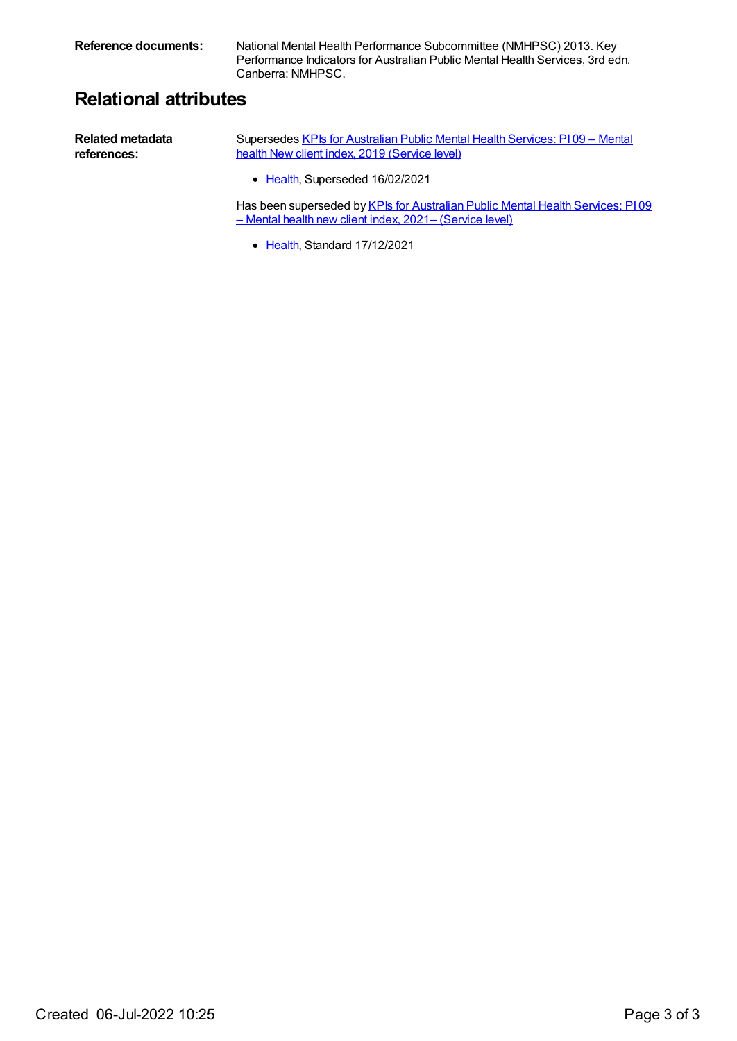**Reference documents:** National Mental Health Performance Subcommittee (NMHPSC) 2013. Key Performance Indicators for Australian Public Mental Health Services, 3rd edn. Canberra: NMHPSC.

## Relational attributes

**Related metadata references:**

Supersedes KPIs for Australian Public Mental Health Services: PI 09 – Mental health New client index, 2019 (Service level)

- Health, Superseded 16/02/2021

Has been superseded by KPIs for Australian Public Mental Health Services: PI 09 – Mental health new client index, 2021– (Service level)

- Health, Standard 17/12/2021